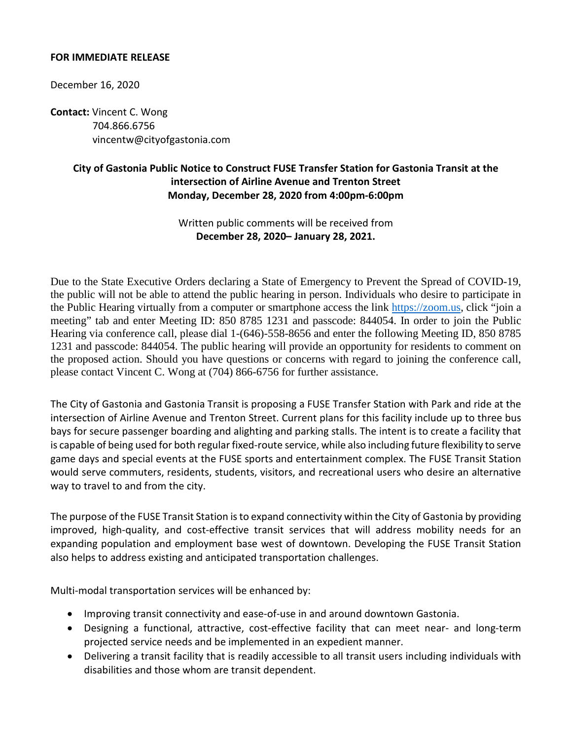**FOR IMMEDIATE RELEASE**

December 16, 2020

**Contact:** Vincent C. Wong
704.866.6756
vincentw@cityofgastonia.com

**City of Gastonia Public Notice to Construct FUSE Transfer Station for Gastonia Transit at the intersection of Airline Avenue and Trenton Street**
**Monday, December 28, 2020 from 4:00pm-6:00pm**

Written public comments will be received from
**December 28, 2020– January 28, 2021.**

Due to the State Executive Orders declaring a State of Emergency to Prevent the Spread of COVID-19, the public will not be able to attend the public hearing in person. Individuals who desire to participate in the Public Hearing virtually from a computer or smartphone access the link https://zoom.us, click "join a meeting" tab and enter Meeting ID: 850 8785 1231 and passcode: 844054. In order to join the Public Hearing via conference call, please dial 1-(646)-558-8656 and enter the following Meeting ID, 850 8785 1231 and passcode: 844054. The public hearing will provide an opportunity for residents to comment on the proposed action. Should you have questions or concerns with regard to joining the conference call, please contact Vincent C. Wong at (704) 866-6756 for further assistance.

The City of Gastonia and Gastonia Transit is proposing a FUSE Transfer Station with Park and ride at the intersection of Airline Avenue and Trenton Street. Current plans for this facility include up to three bus bays for secure passenger boarding and alighting and parking stalls. The intent is to create a facility that is capable of being used for both regular fixed-route service, while also including future flexibility to serve game days and special events at the FUSE sports and entertainment complex. The FUSE Transit Station would serve commuters, residents, students, visitors, and recreational users who desire an alternative way to travel to and from the city.

The purpose of the FUSE Transit Station is to expand connectivity within the City of Gastonia by providing improved, high-quality, and cost-effective transit services that will address mobility needs for an expanding population and employment base west of downtown. Developing the FUSE Transit Station also helps to address existing and anticipated transportation challenges.

Multi-modal transportation services will be enhanced by:

- Improving transit connectivity and ease-of-use in and around downtown Gastonia.
- Designing a functional, attractive, cost-effective facility that can meet near- and long-term projected service needs and be implemented in an expedient manner.
- Delivering a transit facility that is readily accessible to all transit users including individuals with disabilities and those whom are transit dependent.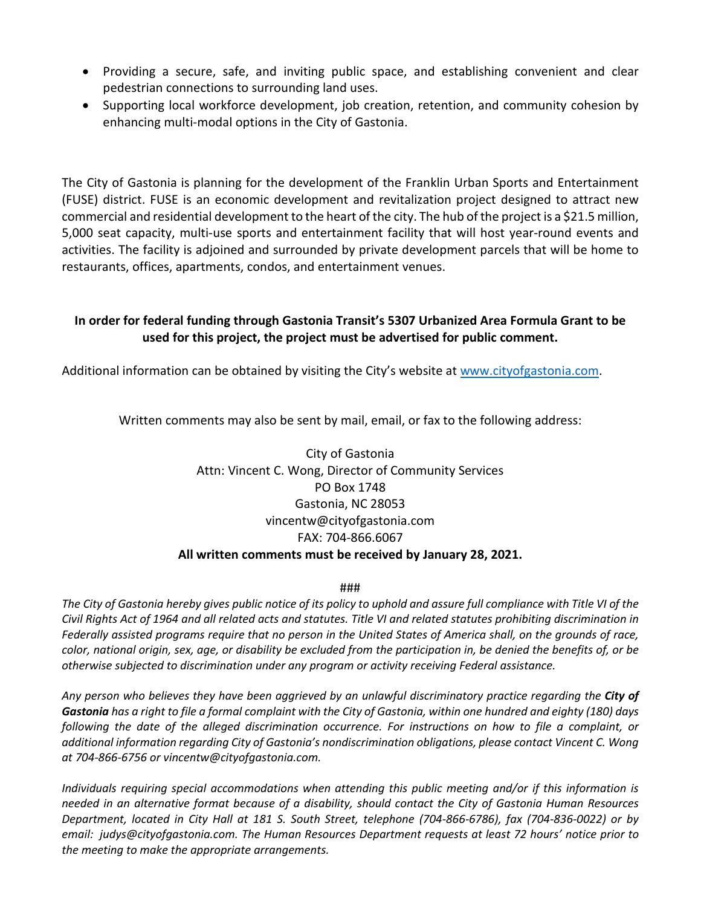- Providing a secure, safe, and inviting public space, and establishing convenient and clear pedestrian connections to surrounding land uses.
- Supporting local workforce development, job creation, retention, and community cohesion by enhancing multi-modal options in the City of Gastonia.

The City of Gastonia is planning for the development of the Franklin Urban Sports and Entertainment (FUSE) district. FUSE is an economic development and revitalization project designed to attract new commercial and residential development to the heart of the city. The hub of the project is a $21.5 million, 5,000 seat capacity, multi-use sports and entertainment facility that will host year-round events and activities. The facility is adjoined and surrounded by private development parcels that will be home to restaurants, offices, apartments, condos, and entertainment venues.

**In order for federal funding through Gastonia Transit's 5307 Urbanized Area Formula Grant to be used for this project, the project must be advertised for public comment.**

Additional information can be obtained by visiting the City's website at www.cityofgastonia.com.

Written comments may also be sent by mail, email, or fax to the following address:

City of Gastonia
Attn: Vincent C. Wong, Director of Community Services
PO Box 1748
Gastonia, NC 28053
vincentw@cityofgastonia.com
FAX: 704-866.6067
**All written comments must be received by January 28, 2021.**

###

*The City of Gastonia hereby gives public notice of its policy to uphold and assure full compliance with Title VI of the Civil Rights Act of 1964 and all related acts and statutes. Title VI and related statutes prohibiting discrimination in Federally assisted programs require that no person in the United States of America shall, on the grounds of race, color, national origin, sex, age, or disability be excluded from the participation in, be denied the benefits of, or be otherwise subjected to discrimination under any program or activity receiving Federal assistance.*

*Any person who believes they have been aggrieved by an unlawful discriminatory practice regarding the* ***City of Gastonia*** *has a right to file a formal complaint with the City of Gastonia, within one hundred and eighty (180) days following the date of the alleged discrimination occurrence. For instructions on how to file a complaint, or additional information regarding City of Gastonia's nondiscrimination obligations, please contact Vincent C. Wong at 704-866-6756 or vincentw@cityofgastonia.com.*

*Individuals requiring special accommodations when attending this public meeting and/or if this information is needed in an alternative format because of a disability, should contact the City of Gastonia Human Resources Department, located in City Hall at 181 S. South Street, telephone (704-866-6786), fax (704-836-0022) or by email: judys@cityofgastonia.com. The Human Resources Department requests at least 72 hours' notice prior to the meeting to make the appropriate arrangements.*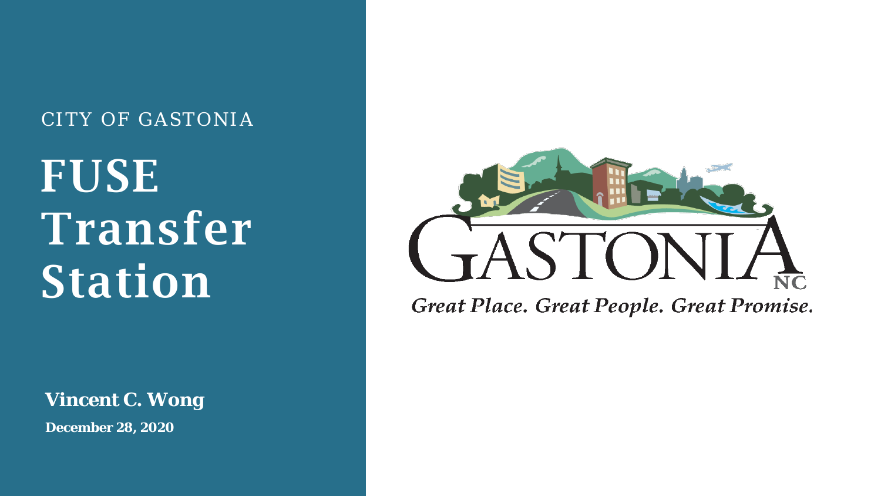CITY OF GASTONIA

# FUSE Transfer Station

**Vincent C. Wong**

**December 28, 2020**

GASTONIA NC

*Great Place. Great People. Great Promise.*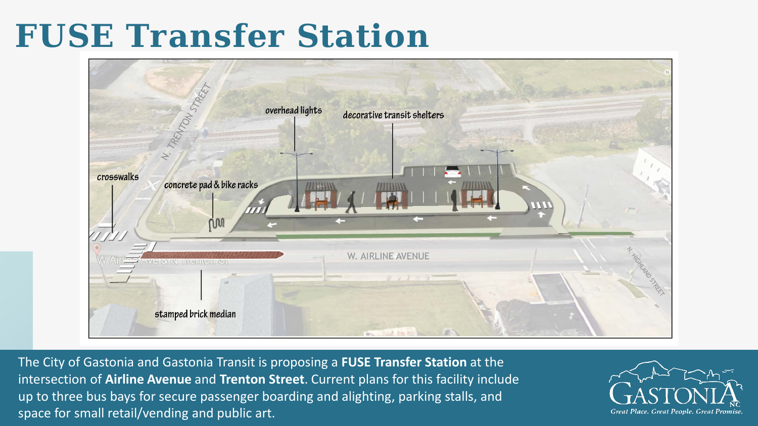# FUSE Transfer Station

The City of Gastonia and Gastonia Transit is proposing a **FUSE Transfer Station** at the intersection of **Airline Avenue** and **Trenton Street**. Current plans for this facility include up to three bus bays for secure passenger boarding and alighting, parking stalls, and space for small retail/vending and public art.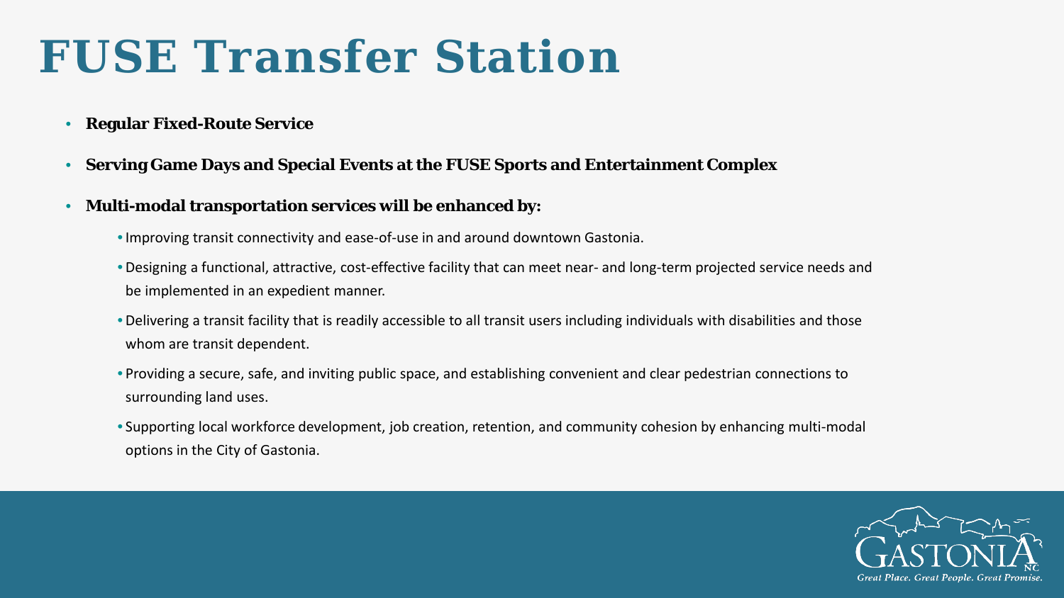# FUSE Transfer Station

- **Regular Fixed-Route Service**
- **Serving Game Days and Special Events at the FUSE Sports and Entertainment Complex**
- **Multi-modal transportation services will be enhanced by:**
  - Improving transit connectivity and ease-of-use in and around downtown Gastonia.
  - Designing a functional, attractive, cost-effective facility that can meet near- and long-term projected service needs and be implemented in an expedient manner.
  - Delivering a transit facility that is readily accessible to all transit users including individuals with disabilities and those whom are transit dependent.
  - Providing a secure, safe, and inviting public space, and establishing convenient and clear pedestrian connections to surrounding land uses.
  - Supporting local workforce development, job creation, retention, and community cohesion by enhancing multi-modal options in the City of Gastonia.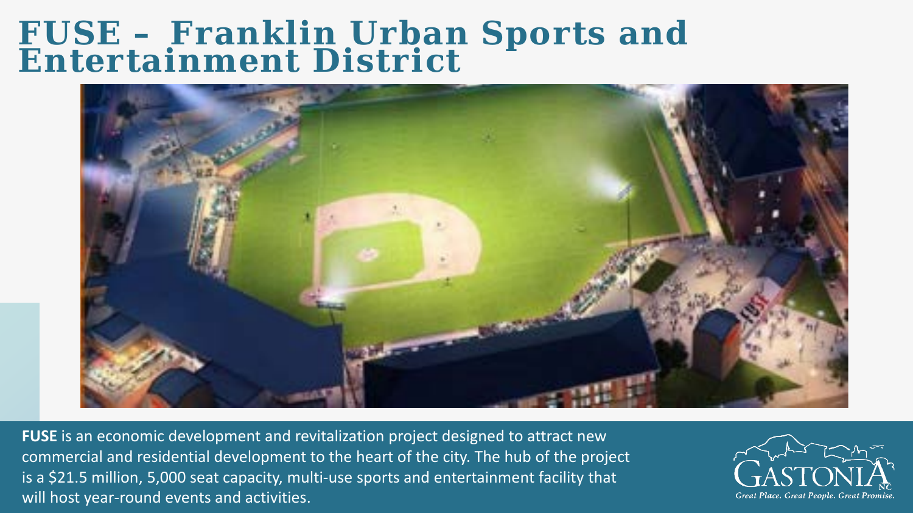# FUSE – Franklin Urban Sports and Entertainment District

**FUSE** is an economic development and revitalization project designed to attract new commercial and residential development to the heart of the city. The hub of the project is a $21.5 million, 5,000 seat capacity, multi-use sports and entertainment facility that will host year-round events and activities.

GASTONIA NC

*Great Place. Great People. Great Promise.*